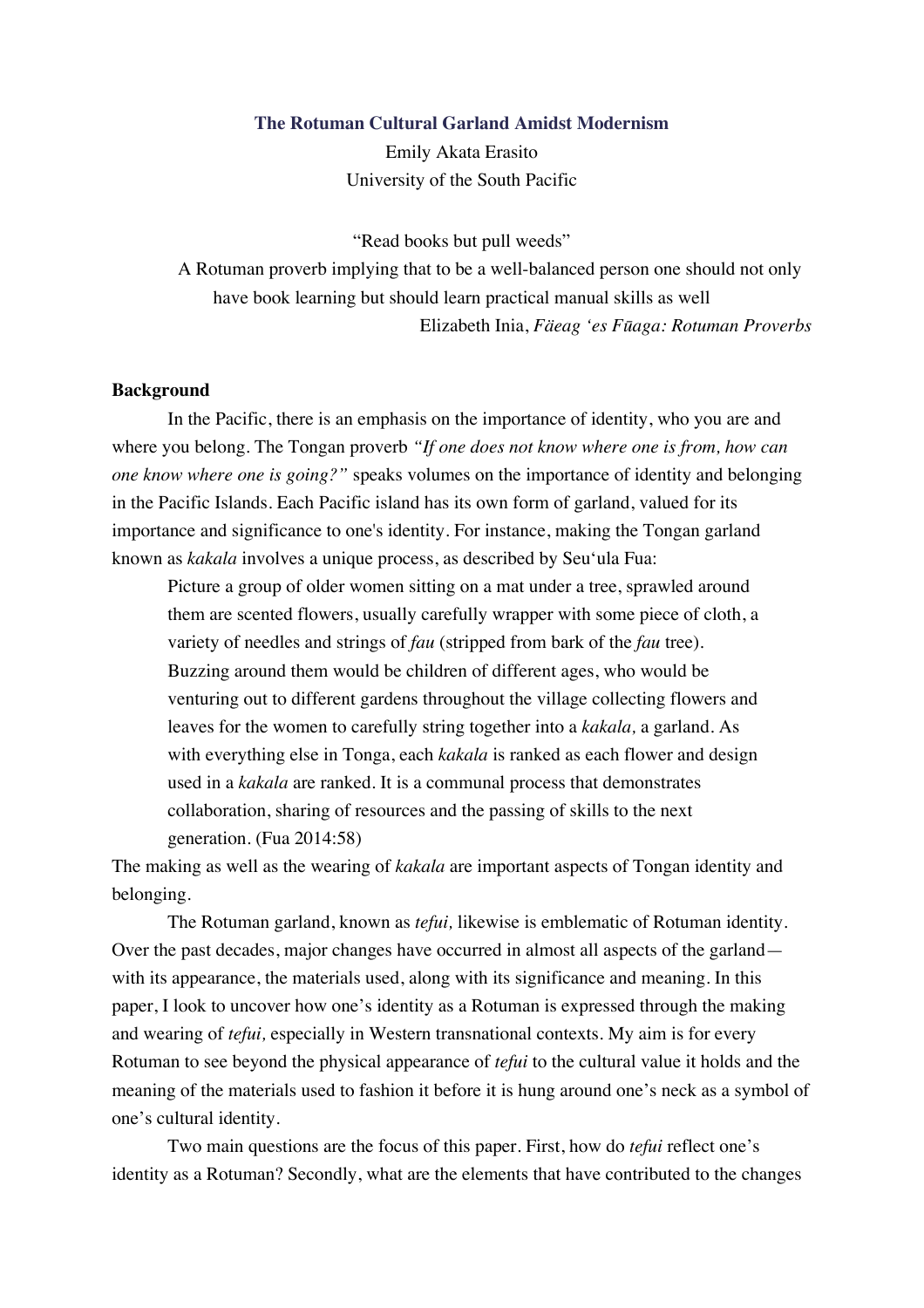# The Rotuman Cultural Garland Amidst Modernism

Emily Akata Erasito
University of the South Pacific

> "Read books but pull weeds"
>
> A Rotuman proverb implying that to be a well-balanced person one should not only have book learning but should learn practical manual skills as well
>
> Elizabeth Inia, *Fäeag 'es Fūaga: Rotuman Proverbs*

## Background

In the Pacific, there is an emphasis on the importance of identity, who you are and where you belong. The Tongan proverb *"If one does not know where one is from, how can one know where one is going?"* speaks volumes on the importance of identity and belonging in the Pacific Islands. Each Pacific island has its own form of garland, valued for its importance and significance to one's identity. For instance, making the Tongan garland known as *kakala* involves a unique process, as described by Seu'ula Fua:

> Picture a group of older women sitting on a mat under a tree, sprawled around them are scented flowers, usually carefully wrapper with some piece of cloth, a variety of needles and strings of *fau* (stripped from bark of the *fau* tree). Buzzing around them would be children of different ages, who would be venturing out to different gardens throughout the village collecting flowers and leaves for the women to carefully string together into a *kakala,* a garland. As with everything else in Tonga, each *kakala* is ranked as each flower and design used in a *kakala* are ranked. It is a communal process that demonstrates collaboration, sharing of resources and the passing of skills to the next generation. (Fua 2014:58)

The making as well as the wearing of *kakala* are important aspects of Tongan identity and belonging.

The Rotuman garland, known as *tefui,* likewise is emblematic of Rotuman identity. Over the past decades, major changes have occurred in almost all aspects of the garland—with its appearance, the materials used, along with its significance and meaning. In this paper, I look to uncover how one's identity as a Rotuman is expressed through the making and wearing of *tefui,* especially in Western transnational contexts. My aim is for every Rotuman to see beyond the physical appearance of *tefui* to the cultural value it holds and the meaning of the materials used to fashion it before it is hung around one's neck as a symbol of one's cultural identity.

Two main questions are the focus of this paper. First, how do *tefui* reflect one's identity as a Rotuman? Secondly, what are the elements that have contributed to the changes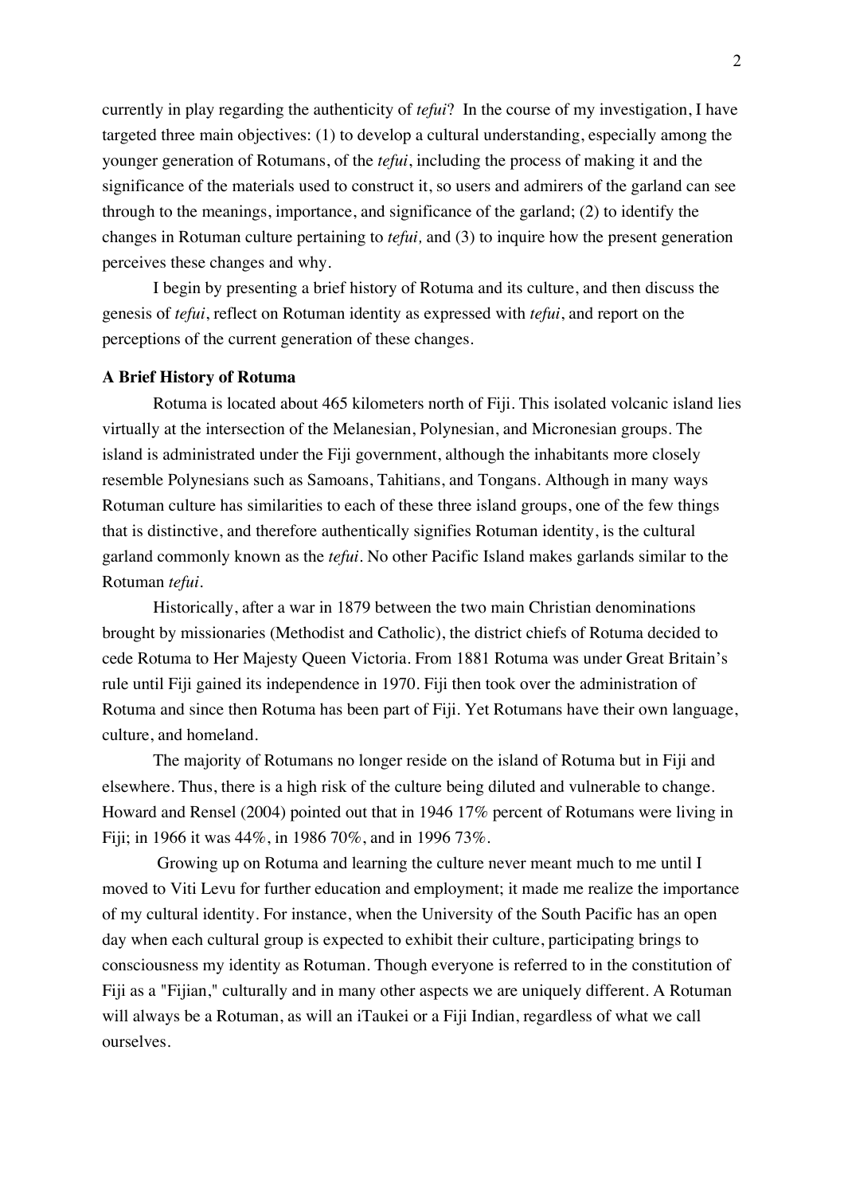currently in play regarding the authenticity of *tefui*? In the course of my investigation, I have targeted three main objectives: (1) to develop a cultural understanding, especially among the younger generation of Rotumans, of the *tefui*, including the process of making it and the significance of the materials used to construct it, so users and admirers of the garland can see through to the meanings, importance, and significance of the garland; (2) to identify the changes in Rotuman culture pertaining to *tefui,* and (3) to inquire how the present generation perceives these changes and why.

I begin by presenting a brief history of Rotuma and its culture, and then discuss the genesis of *tefui*, reflect on Rotuman identity as expressed with *tefui*, and report on the perceptions of the current generation of these changes.

**A Brief History of Rotuma**

Rotuma is located about 465 kilometers north of Fiji. This isolated volcanic island lies virtually at the intersection of the Melanesian, Polynesian, and Micronesian groups. The island is administrated under the Fiji government, although the inhabitants more closely resemble Polynesians such as Samoans, Tahitians, and Tongans. Although in many ways Rotuman culture has similarities to each of these three island groups, one of the few things that is distinctive, and therefore authentically signifies Rotuman identity, is the cultural garland commonly known as the *tefui*. No other Pacific Island makes garlands similar to the Rotuman *tefui*.

Historically, after a war in 1879 between the two main Christian denominations brought by missionaries (Methodist and Catholic), the district chiefs of Rotuma decided to cede Rotuma to Her Majesty Queen Victoria. From 1881 Rotuma was under Great Britain's rule until Fiji gained its independence in 1970. Fiji then took over the administration of Rotuma and since then Rotuma has been part of Fiji. Yet Rotumans have their own language, culture, and homeland.

The majority of Rotumans no longer reside on the island of Rotuma but in Fiji and elsewhere. Thus, there is a high risk of the culture being diluted and vulnerable to change. Howard and Rensel (2004) pointed out that in 1946 17% percent of Rotumans were living in Fiji; in 1966 it was 44%, in 1986 70%, and in 1996 73%.

Growing up on Rotuma and learning the culture never meant much to me until I moved to Viti Levu for further education and employment; it made me realize the importance of my cultural identity. For instance, when the University of the South Pacific has an open day when each cultural group is expected to exhibit their culture, participating brings to consciousness my identity as Rotuman. Though everyone is referred to in the constitution of Fiji as a "Fijian," culturally and in many other aspects we are uniquely different. A Rotuman will always be a Rotuman, as will an iTaukei or a Fiji Indian, regardless of what we call ourselves.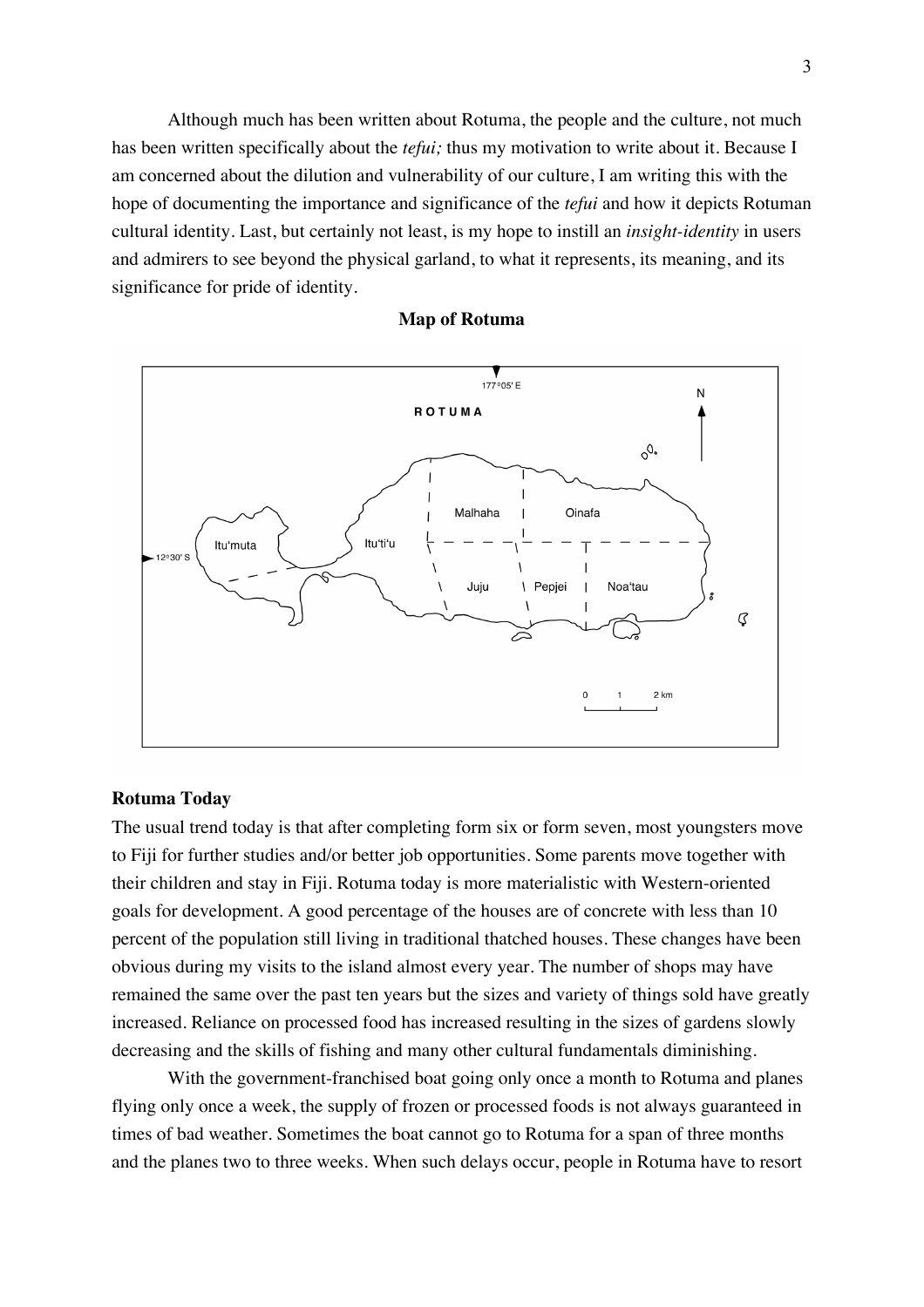Although much has been written about Rotuma, the people and the culture, not much has been written specifically about the *tefui;* thus my motivation to write about it. Because I am concerned about the dilution and vulnerability of our culture, I am writing this with the hope of documenting the importance and significance of the *tefui* and how it depicts Rotuman cultural identity. Last, but certainly not least, is my hope to instill an *insight-identity* in users and admirers to see beyond the physical garland, to what it represents, its meaning, and its significance for pride of identity.

**Map of Rotuma**

ROTUMA

177°05' E

12°30' S

N

Itu'muta

Itu'ti'u

Malhaha

Oinafa

Juju

Pepjei

Noa'tau

0 1 2 km

### Rotuma Today

The usual trend today is that after completing form six or form seven, most youngsters move to Fiji for further studies and/or better job opportunities. Some parents move together with their children and stay in Fiji. Rotuma today is more materialistic with Western-oriented goals for development. A good percentage of the houses are of concrete with less than 10 percent of the population still living in traditional thatched houses. These changes have been obvious during my visits to the island almost every year. The number of shops may have remained the same over the past ten years but the sizes and variety of things sold have greatly increased. Reliance on processed food has increased resulting in the sizes of gardens slowly decreasing and the skills of fishing and many other cultural fundamentals diminishing.

With the government-franchised boat going only once a month to Rotuma and planes flying only once a week, the supply of frozen or processed foods is not always guaranteed in times of bad weather. Sometimes the boat cannot go to Rotuma for a span of three months and the planes two to three weeks. When such delays occur, people in Rotuma have to resort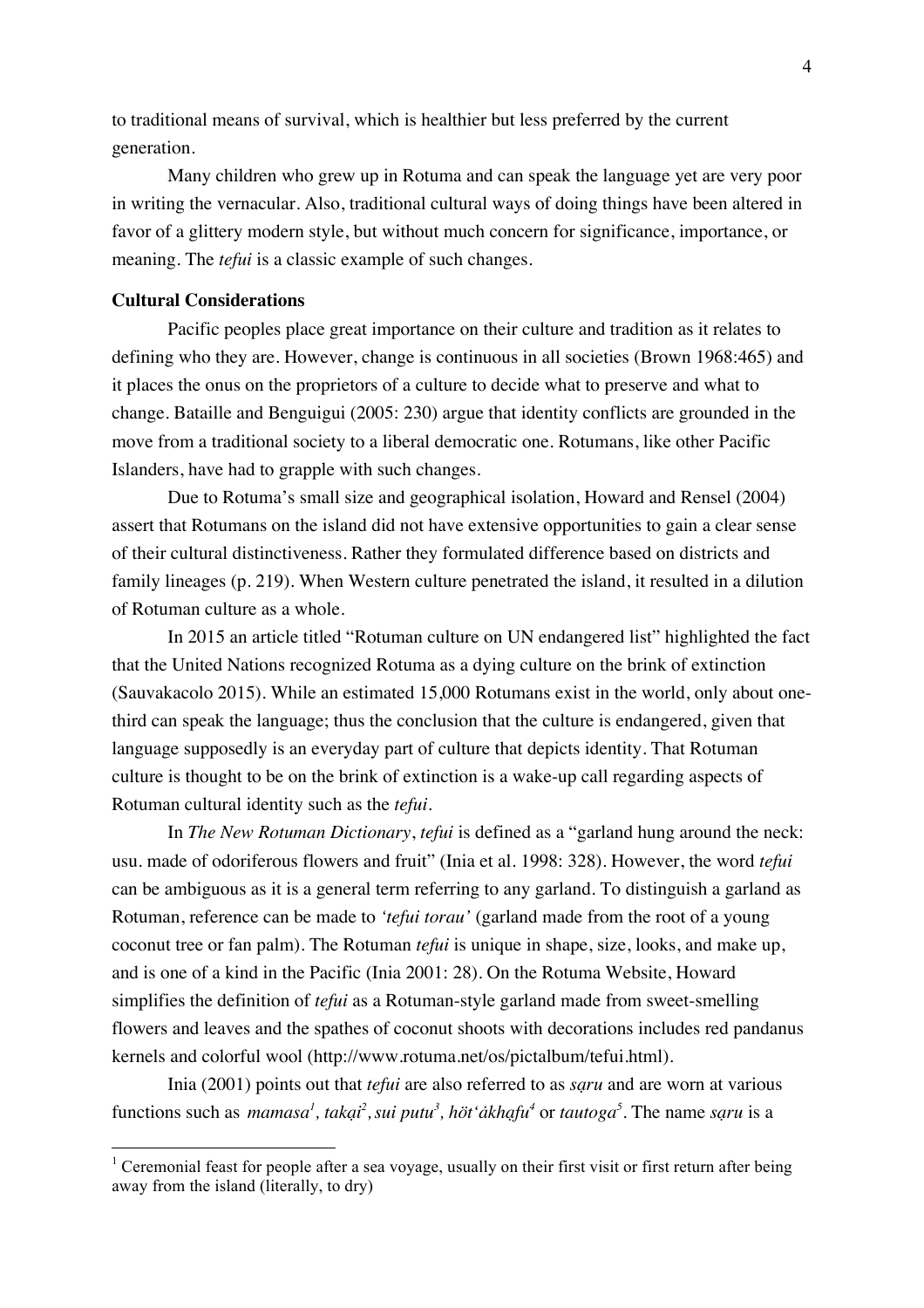to traditional means of survival, which is healthier but less preferred by the current generation.

Many children who grew up in Rotuma and can speak the language yet are very poor in writing the vernacular. Also, traditional cultural ways of doing things have been altered in favor of a glittery modern style, but without much concern for significance, importance, or meaning. The *tefui* is a classic example of such changes.

**Cultural Considerations**

Pacific peoples place great importance on their culture and tradition as it relates to defining who they are. However, change is continuous in all societies (Brown 1968:465) and it places the onus on the proprietors of a culture to decide what to preserve and what to change. Bataille and Benguigui (2005: 230) argue that identity conflicts are grounded in the move from a traditional society to a liberal democratic one. Rotumans, like other Pacific Islanders, have had to grapple with such changes.

Due to Rotuma's small size and geographical isolation, Howard and Rensel (2004) assert that Rotumans on the island did not have extensive opportunities to gain a clear sense of their cultural distinctiveness. Rather they formulated difference based on districts and family lineages (p. 219). When Western culture penetrated the island, it resulted in a dilution of Rotuman culture as a whole.

In 2015 an article titled "Rotuman culture on UN endangered list" highlighted the fact that the United Nations recognized Rotuma as a dying culture on the brink of extinction (Sauvakacolo 2015). While an estimated 15,000 Rotumans exist in the world, only about one-third can speak the language; thus the conclusion that the culture is endangered, given that language supposedly is an everyday part of culture that depicts identity. That Rotuman culture is thought to be on the brink of extinction is a wake-up call regarding aspects of Rotuman cultural identity such as the *tefui*.

In *The New Rotuman Dictionary*, *tefui* is defined as a "garland hung around the neck: usu. made of odoriferous flowers and fruit" (Inia et al. 1998: 328). However, the word *tefui* can be ambiguous as it is a general term referring to any garland. To distinguish a garland as Rotuman, reference can be made to *'tefui torau'* (garland made from the root of a young coconut tree or fan palm). The Rotuman *tefui* is unique in shape, size, looks, and make up, and is one of a kind in the Pacific (Inia 2001: 28). On the Rotuma Website, Howard simplifies the definition of *tefui* as a Rotuman-style garland made from sweet-smelling flowers and leaves and the spathes of coconut shoots with decorations includes red pandanus kernels and colorful wool (http://www.rotuma.net/os/pictalbum/tefui.html).

Inia (2001) points out that *tefui* are also referred to as *sạru* and are worn at various functions such as *mamasa*[1], *takại*[2], *sui putu*[3], *höt'ȧkhạfu*[4] or *tautoga*[5]. The name *sạru* is a

[1] Ceremonial feast for people after a sea voyage, usually on their first visit or first return after being away from the island (literally, to dry)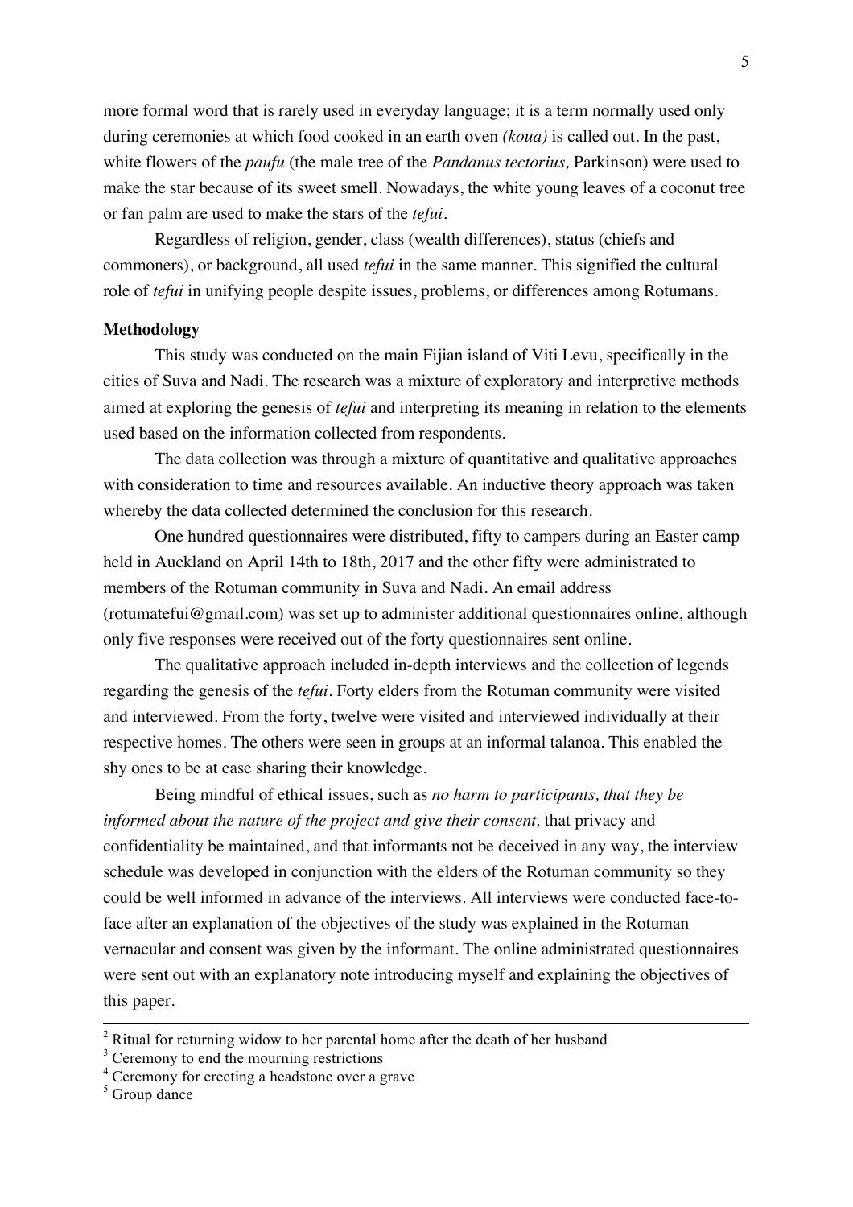more formal word that is rarely used in everyday language; it is a term normally used only during ceremonies at which food cooked in an earth oven *(koua)* is called out. In the past, white flowers of the *paufu* (the male tree of the *Pandanus tectorius,* Parkinson) were used to make the star because of its sweet smell. Nowadays, the white young leaves of a coconut tree or fan palm are used to make the stars of the *tefui*.

Regardless of religion, gender, class (wealth differences), status (chiefs and commoners), or background, all used *tefui* in the same manner. This signified the cultural role of *tefui* in unifying people despite issues, problems, or differences among Rotumans.

**Methodology**

This study was conducted on the main Fijian island of Viti Levu, specifically in the cities of Suva and Nadi. The research was a mixture of exploratory and interpretive methods aimed at exploring the genesis of *tefui* and interpreting its meaning in relation to the elements used based on the information collected from respondents.

The data collection was through a mixture of quantitative and qualitative approaches with consideration to time and resources available. An inductive theory approach was taken whereby the data collected determined the conclusion for this research.

One hundred questionnaires were distributed, fifty to campers during an Easter camp held in Auckland on April 14th to 18th, 2017 and the other fifty were administrated to members of the Rotuman community in Suva and Nadi. An email address (rotumatefui@gmail.com) was set up to administer additional questionnaires online, although only five responses were received out of the forty questionnaires sent online.

The qualitative approach included in-depth interviews and the collection of legends regarding the genesis of the *tefui*. Forty elders from the Rotuman community were visited and interviewed. From the forty, twelve were visited and interviewed individually at their respective homes. The others were seen in groups at an informal talanoa. This enabled the shy ones to be at ease sharing their knowledge.

Being mindful of ethical issues, such as *no harm to participants, that they be informed about the nature of the project and give their consent,* that privacy and confidentiality be maintained, and that informants not be deceived in any way, the interview schedule was developed in conjunction with the elders of the Rotuman community so they could be well informed in advance of the interviews. All interviews were conducted face-to-face after an explanation of the objectives of the study was explained in the Rotuman vernacular and consent was given by the informant. The online administrated questionnaires were sent out with an explanatory note introducing myself and explaining the objectives of this paper.

---

[2] Ritual for returning widow to her parental home after the death of her husband
[3] Ceremony to end the mourning restrictions
[4] Ceremony for erecting a headstone over a grave
[5] Group dance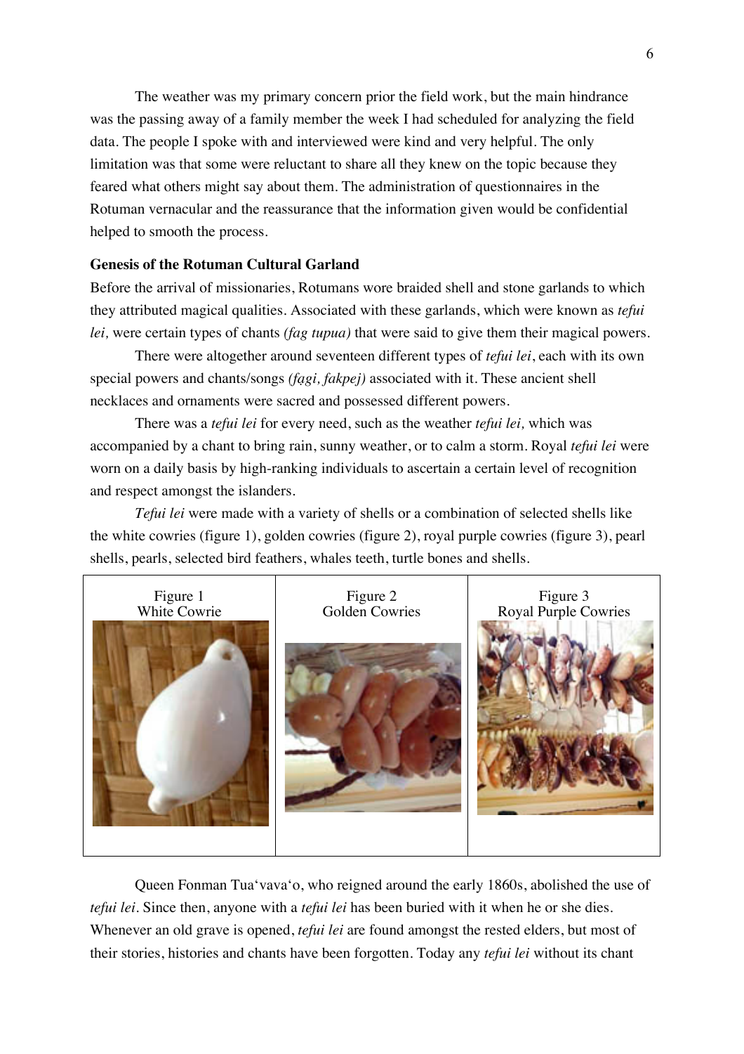The weather was my primary concern prior the field work, but the main hindrance was the passing away of a family member the week I had scheduled for analyzing the field data. The people I spoke with and interviewed were kind and very helpful. The only limitation was that some were reluctant to share all they knew on the topic because they feared what others might say about them. The administration of questionnaires in the Rotuman vernacular and the reassurance that the information given would be confidential helped to smooth the process.

**Genesis of the Rotuman Cultural Garland**

Before the arrival of missionaries, Rotumans wore braided shell and stone garlands to which they attributed magical qualities. Associated with these garlands, which were known as *tefui lei,* were certain types of chants *(fag tupua)* that were said to give them their magical powers.

There were altogether around seventeen different types of *tefui lei*, each with its own special powers and chants/songs *(fạgi, fakpej)* associated with it. These ancient shell necklaces and ornaments were sacred and possessed different powers.

There was a *tefui lei* for every need, such as the weather *tefui lei,* which was accompanied by a chant to bring rain, sunny weather, or to calm a storm. Royal *tefui lei* were worn on a daily basis by high-ranking individuals to ascertain a certain level of recognition and respect amongst the islanders.

*Tefui lei* were made with a variety of shells or a combination of selected shells like the white cowries (figure 1), golden cowries (figure 2), royal purple cowries (figure 3), pearl shells, pearls, selected bird feathers, whales teeth, turtle bones and shells.

| Figure 1<br>White Cowrie | Figure 2<br>Golden Cowries | Figure 3<br>Royal Purple Cowries |
| --- | --- | --- |

Queen Fonman Tua'vava'o, who reigned around the early 1860s, abolished the use of *tefui lei*. Since then, anyone with a *tefui lei* has been buried with it when he or she dies. Whenever an old grave is opened, *tefui lei* are found amongst the rested elders, but most of their stories, histories and chants have been forgotten. Today any *tefui lei* without its chant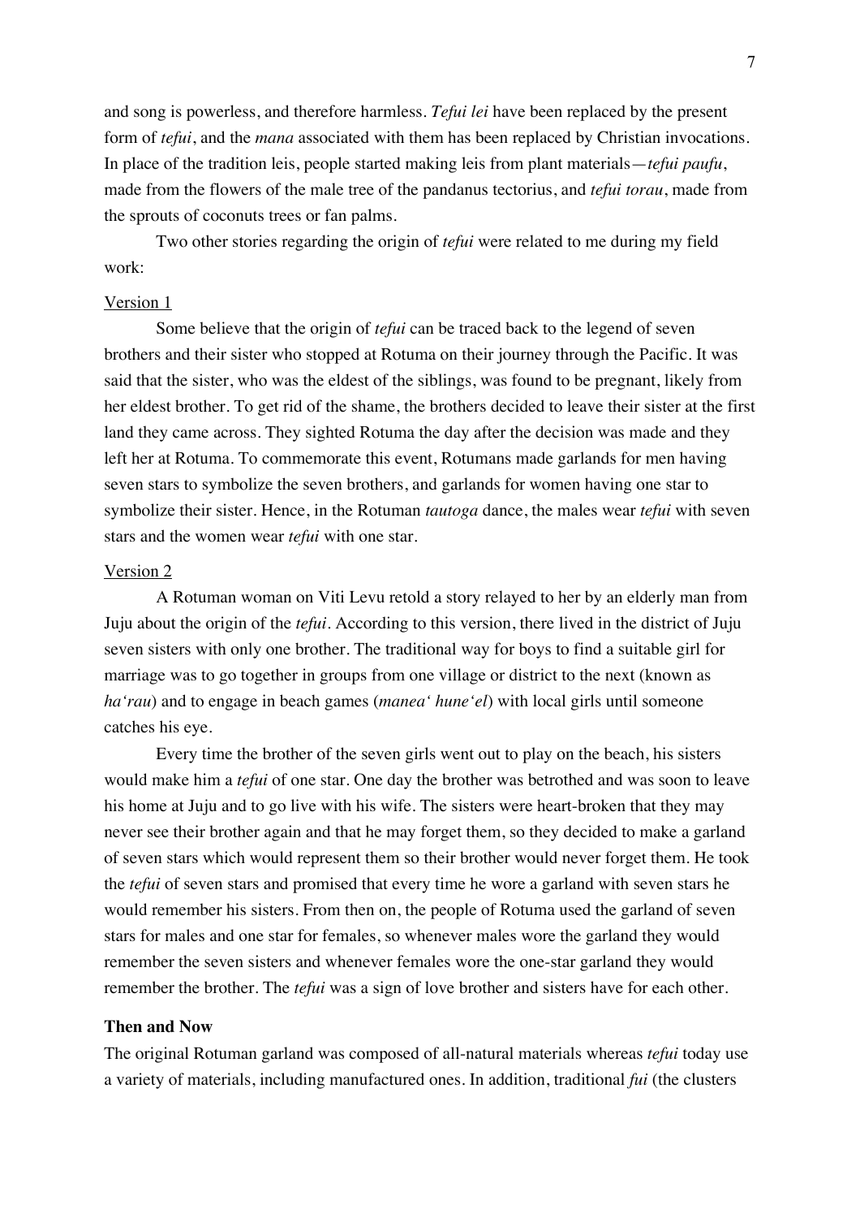and song is powerless, and therefore harmless. *Tefui lei* have been replaced by the present form of *tefui*, and the *mana* associated with them has been replaced by Christian invocations. In place of the tradition leis, people started making leis from plant materials—*tefui paufu*, made from the flowers of the male tree of the pandanus tectorius, and *tefui torau*, made from the sprouts of coconuts trees or fan palms.

Two other stories regarding the origin of *tefui* were related to me during my field work:

<u>Version 1</u>

Some believe that the origin of *tefui* can be traced back to the legend of seven brothers and their sister who stopped at Rotuma on their journey through the Pacific. It was said that the sister, who was the eldest of the siblings, was found to be pregnant, likely from her eldest brother. To get rid of the shame, the brothers decided to leave their sister at the first land they came across. They sighted Rotuma the day after the decision was made and they left her at Rotuma. To commemorate this event, Rotumans made garlands for men having seven stars to symbolize the seven brothers, and garlands for women having one star to symbolize their sister. Hence, in the Rotuman *tautoga* dance, the males wear *tefui* with seven stars and the women wear *tefui* with one star.

<u>Version 2</u>

A Rotuman woman on Viti Levu retold a story relayed to her by an elderly man from Juju about the origin of the *tefui*. According to this version, there lived in the district of Juju seven sisters with only one brother. The traditional way for boys to find a suitable girl for marriage was to go together in groups from one village or district to the next (known as *ha'rau*) and to engage in beach games (*manea' hune'el*) with local girls until someone catches his eye.

Every time the brother of the seven girls went out to play on the beach, his sisters would make him a *tefui* of one star. One day the brother was betrothed and was soon to leave his home at Juju and to go live with his wife. The sisters were heart-broken that they may never see their brother again and that he may forget them, so they decided to make a garland of seven stars which would represent them so their brother would never forget them. He took the *tefui* of seven stars and promised that every time he wore a garland with seven stars he would remember his sisters. From then on, the people of Rotuma used the garland of seven stars for males and one star for females, so whenever males wore the garland they would remember the seven sisters and whenever females wore the one-star garland they would remember the brother. The *tefui* was a sign of love brother and sisters have for each other.

**Then and Now**

The original Rotuman garland was composed of all-natural materials whereas *tefui* today use a variety of materials, including manufactured ones. In addition, traditional *fui* (the clusters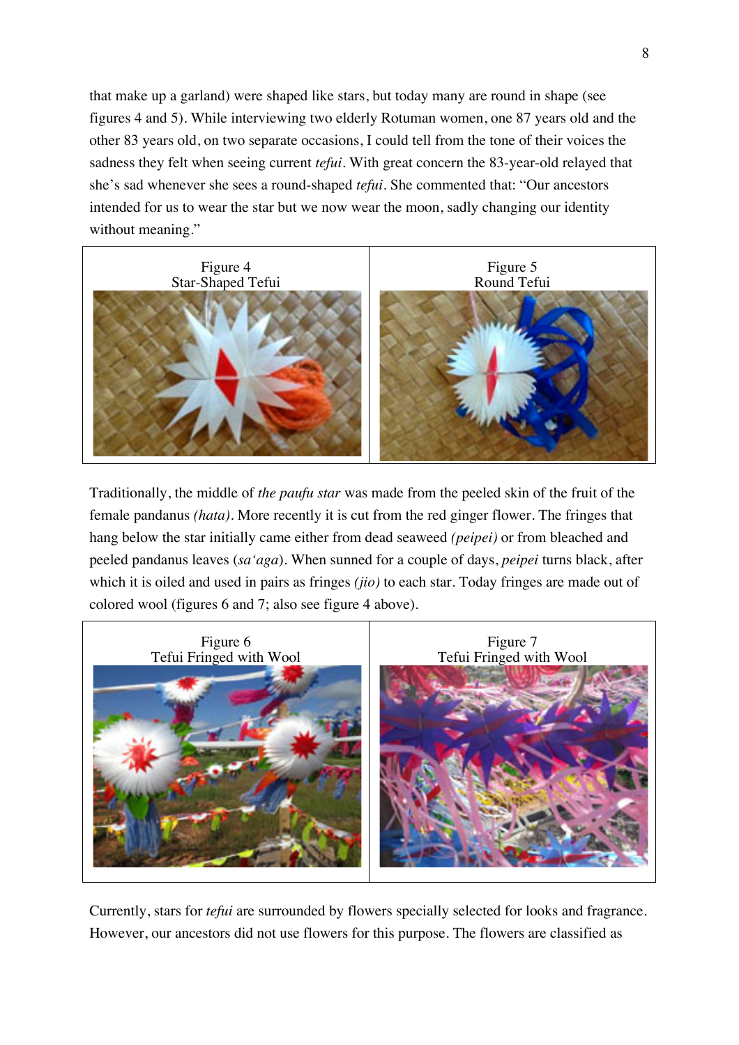that make up a garland) were shaped like stars, but today many are round in shape (see figures 4 and 5). While interviewing two elderly Rotuman women, one 87 years old and the other 83 years old, on two separate occasions, I could tell from the tone of their voices the sadness they felt when seeing current *tefui*. With great concern the 83-year-old relayed that she's sad whenever she sees a round-shaped *tefui*. She commented that: "Our ancestors intended for us to wear the star but we now wear the moon, sadly changing our identity without meaning."

Figure 4
Star-Shaped Tefui

Figure 5
Round Tefui

Traditionally, the middle of *the paufu star* was made from the peeled skin of the fruit of the female pandanus *(hata)*. More recently it is cut from the red ginger flower. The fringes that hang below the star initially came either from dead seaweed *(peipei)* or from bleached and peeled pandanus leaves (*sa'aga*). When sunned for a couple of days, *peipei* turns black, after which it is oiled and used in pairs as fringes *(jio)* to each star. Today fringes are made out of colored wool (figures 6 and 7; also see figure 4 above).

Figure 6
Tefui Fringed with Wool

Figure 7
Tefui Fringed with Wool

Currently, stars for *tefui* are surrounded by flowers specially selected for looks and fragrance. However, our ancestors did not use flowers for this purpose. The flowers are classified as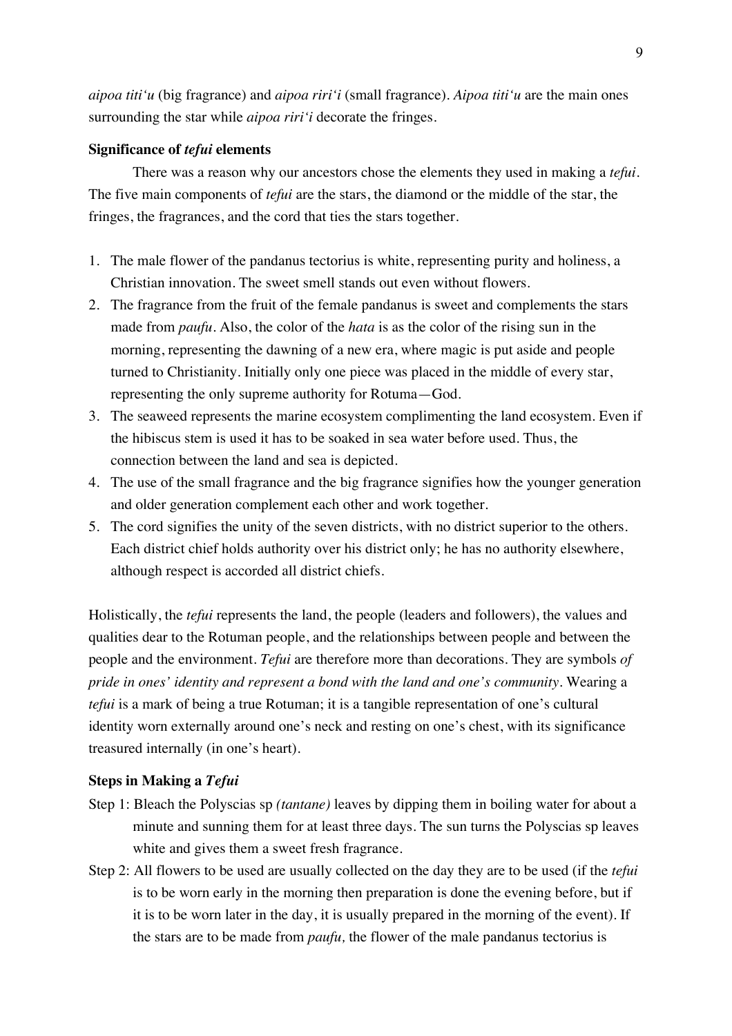*aipoa titi'u* (big fragrance) and *aipoa riri'i* (small fragrance). *Aipoa titi'u* are the main ones surrounding the star while *aipoa riri'i* decorate the fringes.

**Significance of *tefui* elements**

There was a reason why our ancestors chose the elements they used in making a *tefui*. The five main components of *tefui* are the stars, the diamond or the middle of the star, the fringes, the fragrances, and the cord that ties the stars together.

1. The male flower of the pandanus tectorius is white, representing purity and holiness, a Christian innovation. The sweet smell stands out even without flowers.
2. The fragrance from the fruit of the female pandanus is sweet and complements the stars made from *paufu*. Also, the color of the *hata* is as the color of the rising sun in the morning, representing the dawning of a new era, where magic is put aside and people turned to Christianity. Initially only one piece was placed in the middle of every star, representing the only supreme authority for Rotuma—God.
3. The seaweed represents the marine ecosystem complimenting the land ecosystem. Even if the hibiscus stem is used it has to be soaked in sea water before used. Thus, the connection between the land and sea is depicted.
4. The use of the small fragrance and the big fragrance signifies how the younger generation and older generation complement each other and work together.
5. The cord signifies the unity of the seven districts, with no district superior to the others. Each district chief holds authority over his district only; he has no authority elsewhere, although respect is accorded all district chiefs.

Holistically, the *tefui* represents the land, the people (leaders and followers), the values and qualities dear to the Rotuman people, and the relationships between people and between the people and the environment. *Tefui* are therefore more than decorations. They are symbols *of pride in ones' identity and represent a bond with the land and one's community*. Wearing a *tefui* is a mark of being a true Rotuman; it is a tangible representation of one's cultural identity worn externally around one's neck and resting on one's chest, with its significance treasured internally (in one's heart).

**Steps in Making a *Tefui***

Step 1: Bleach the Polyscias sp *(tantane)* leaves by dipping them in boiling water for about a minute and sunning them for at least three days. The sun turns the Polyscias sp leaves white and gives them a sweet fresh fragrance.

Step 2: All flowers to be used are usually collected on the day they are to be used (if the *tefui* is to be worn early in the morning then preparation is done the evening before, but if it is to be worn later in the day, it is usually prepared in the morning of the event). If the stars are to be made from *paufu,* the flower of the male pandanus tectorius is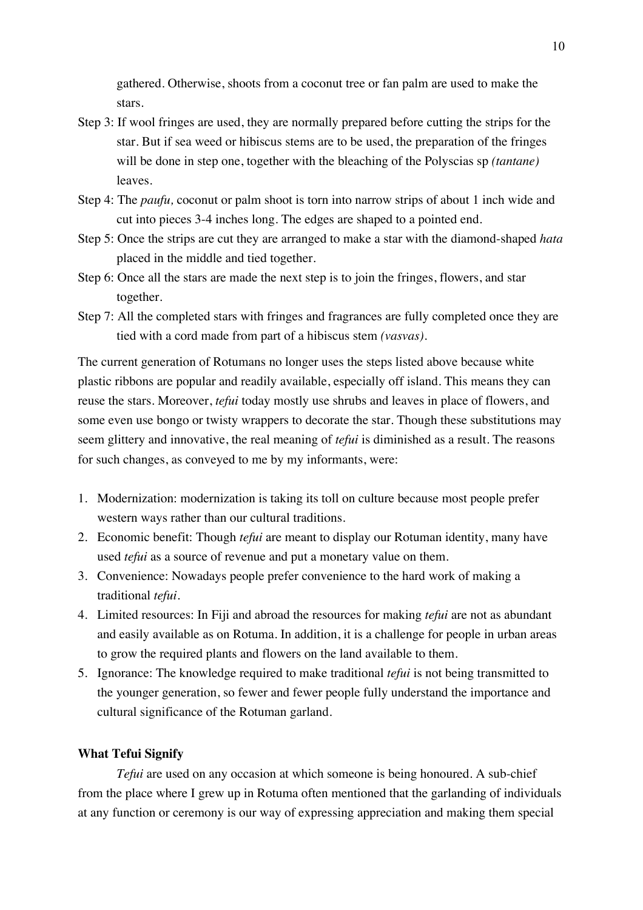gathered. Otherwise, shoots from a coconut tree or fan palm are used to make the stars.

Step 3: If wool fringes are used, they are normally prepared before cutting the strips for the star. But if sea weed or hibiscus stems are to be used, the preparation of the fringes will be done in step one, together with the bleaching of the Polyscias sp *(tantane)* leaves.

Step 4: The *paufu,* coconut or palm shoot is torn into narrow strips of about 1 inch wide and cut into pieces 3-4 inches long. The edges are shaped to a pointed end.

Step 5: Once the strips are cut they are arranged to make a star with the diamond-shaped *hata* placed in the middle and tied together.

Step 6: Once all the stars are made the next step is to join the fringes, flowers, and star together.

Step 7: All the completed stars with fringes and fragrances are fully completed once they are tied with a cord made from part of a hibiscus stem *(vasvas)*.

The current generation of Rotumans no longer uses the steps listed above because white plastic ribbons are popular and readily available, especially off island. This means they can reuse the stars. Moreover, *tefui* today mostly use shrubs and leaves in place of flowers, and some even use bongo or twisty wrappers to decorate the star. Though these substitutions may seem glittery and innovative, the real meaning of *tefui* is diminished as a result. The reasons for such changes, as conveyed to me by my informants, were:

1. Modernization: modernization is taking its toll on culture because most people prefer western ways rather than our cultural traditions.
2. Economic benefit: Though *tefui* are meant to display our Rotuman identity, many have used *tefui* as a source of revenue and put a monetary value on them.
3. Convenience: Nowadays people prefer convenience to the hard work of making a traditional *tefui*.
4. Limited resources: In Fiji and abroad the resources for making *tefui* are not as abundant and easily available as on Rotuma. In addition, it is a challenge for people in urban areas to grow the required plants and flowers on the land available to them.
5. Ignorance: The knowledge required to make traditional *tefui* is not being transmitted to the younger generation, so fewer and fewer people fully understand the importance and cultural significance of the Rotuman garland.

### What Tefui Signify

*Tefui* are used on any occasion at which someone is being honoured. A sub-chief from the place where I grew up in Rotuma often mentioned that the garlanding of individuals at any function or ceremony is our way of expressing appreciation and making them special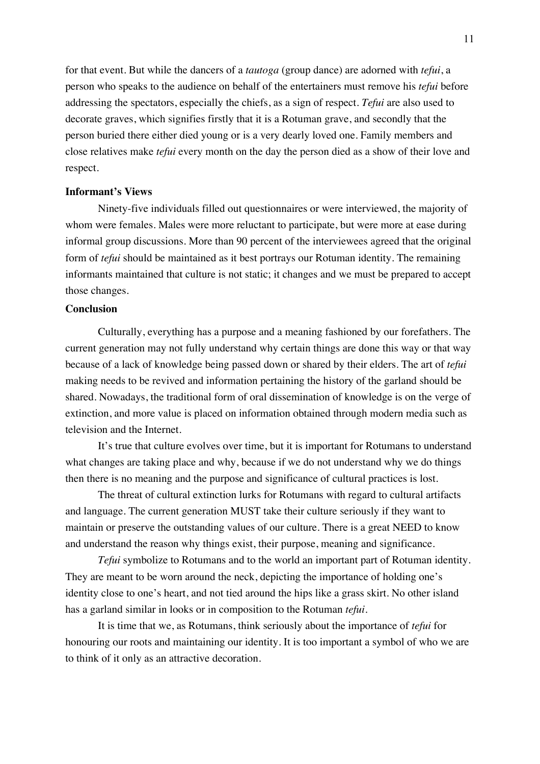for that event. But while the dancers of a *tautoga* (group dance) are adorned with *tefui*, a person who speaks to the audience on behalf of the entertainers must remove his *tefui* before addressing the spectators, especially the chiefs, as a sign of respect. *Tefui* are also used to decorate graves, which signifies firstly that it is a Rotuman grave, and secondly that the person buried there either died young or is a very dearly loved one. Family members and close relatives make *tefui* every month on the day the person died as a show of their love and respect.

**Informant's Views**

Ninety-five individuals filled out questionnaires or were interviewed, the majority of whom were females. Males were more reluctant to participate, but were more at ease during informal group discussions. More than 90 percent of the interviewees agreed that the original form of *tefui* should be maintained as it best portrays our Rotuman identity. The remaining informants maintained that culture is not static; it changes and we must be prepared to accept those changes.

**Conclusion**

Culturally, everything has a purpose and a meaning fashioned by our forefathers. The current generation may not fully understand why certain things are done this way or that way because of a lack of knowledge being passed down or shared by their elders. The art of *tefui* making needs to be revived and information pertaining the history of the garland should be shared. Nowadays, the traditional form of oral dissemination of knowledge is on the verge of extinction, and more value is placed on information obtained through modern media such as television and the Internet.

It's true that culture evolves over time, but it is important for Rotumans to understand what changes are taking place and why, because if we do not understand why we do things then there is no meaning and the purpose and significance of cultural practices is lost.

The threat of cultural extinction lurks for Rotumans with regard to cultural artifacts and language. The current generation MUST take their culture seriously if they want to maintain or preserve the outstanding values of our culture. There is a great NEED to know and understand the reason why things exist, their purpose, meaning and significance.

*Tefui* symbolize to Rotumans and to the world an important part of Rotuman identity. They are meant to be worn around the neck, depicting the importance of holding one's identity close to one's heart, and not tied around the hips like a grass skirt. No other island has a garland similar in looks or in composition to the Rotuman *tefui*.

It is time that we, as Rotumans, think seriously about the importance of *tefui* for honouring our roots and maintaining our identity. It is too important a symbol of who we are to think of it only as an attractive decoration.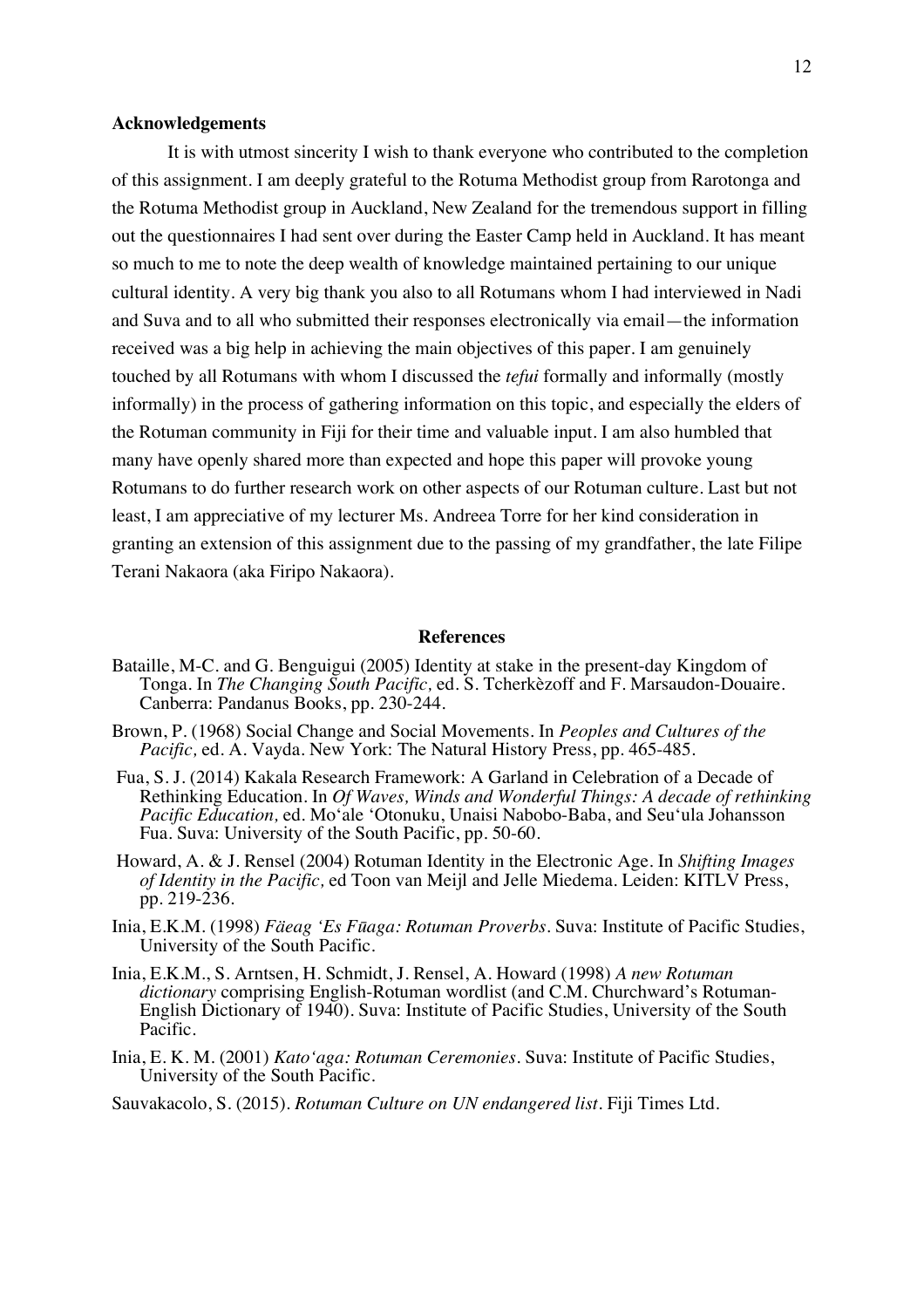**Acknowledgements**

It is with utmost sincerity I wish to thank everyone who contributed to the completion of this assignment. I am deeply grateful to the Rotuma Methodist group from Rarotonga and the Rotuma Methodist group in Auckland, New Zealand for the tremendous support in filling out the questionnaires I had sent over during the Easter Camp held in Auckland. It has meant so much to me to note the deep wealth of knowledge maintained pertaining to our unique cultural identity. A very big thank you also to all Rotumans whom I had interviewed in Nadi and Suva and to all who submitted their responses electronically via email—the information received was a big help in achieving the main objectives of this paper. I am genuinely touched by all Rotumans with whom I discussed the *tefui* formally and informally (mostly informally) in the process of gathering information on this topic, and especially the elders of the Rotuman community in Fiji for their time and valuable input. I am also humbled that many have openly shared more than expected and hope this paper will provoke young Rotumans to do further research work on other aspects of our Rotuman culture. Last but not least, I am appreciative of my lecturer Ms. Andreea Torre for her kind consideration in granting an extension of this assignment due to the passing of my grandfather, the late Filipe Terani Nakaora (aka Firipo Nakaora).

## References

Bataille, M-C. and G. Benguigui (2005) Identity at stake in the present-day Kingdom of Tonga. In *The Changing South Pacific,* ed. S. Tcherkèzoff and F. Marsaudon-Douaire. Canberra: Pandanus Books, pp. 230-244.

Brown, P. (1968) Social Change and Social Movements. In *Peoples and Cultures of the Pacific,* ed. A. Vayda. New York: The Natural History Press, pp. 465-485.

Fua, S. J. (2014) Kakala Research Framework: A Garland in Celebration of a Decade of Rethinking Education. In *Of Waves, Winds and Wonderful Things: A decade of rethinking Pacific Education,* ed. Mo'ale 'Otonuku, Unaisi Nabobo-Baba, and Seu'ula Johansson Fua. Suva: University of the South Pacific, pp. 50-60.

Howard, A. & J. Rensel (2004) Rotuman Identity in the Electronic Age. In *Shifting Images of Identity in the Pacific,* ed Toon van Meijl and Jelle Miedema. Leiden: KITLV Press, pp. 219-236.

Inia, E.K.M. (1998) *Fäeag 'Es Fūaga: Rotuman Proverbs*. Suva: Institute of Pacific Studies, University of the South Pacific.

Inia, E.K.M., S. Arntsen, H. Schmidt, J. Rensel, A. Howard (1998) *A new Rotuman dictionary* comprising English-Rotuman wordlist (and C.M. Churchward's Rotuman-English Dictionary of 1940). Suva: Institute of Pacific Studies, University of the South Pacific.

Inia, E. K. M. (2001) *Kato'aga: Rotuman Ceremonies*. Suva: Institute of Pacific Studies, University of the South Pacific.

Sauvakacolo, S. (2015). *Rotuman Culture on UN endangered list*. Fiji Times Ltd.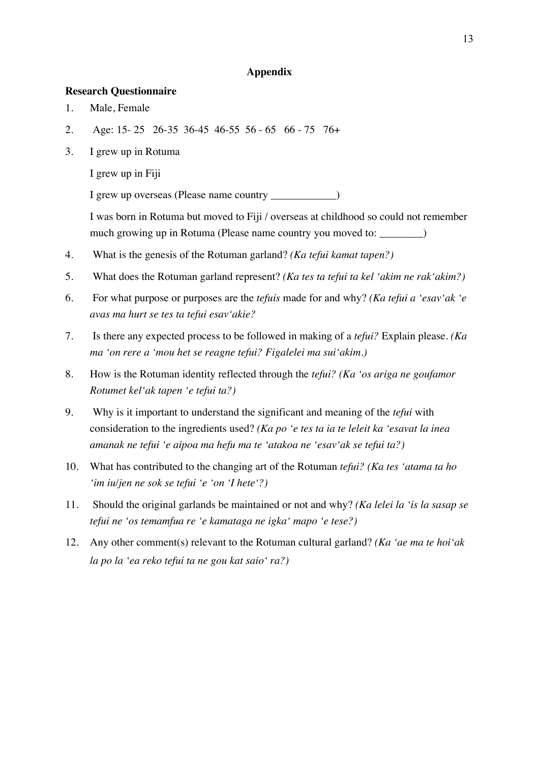## Appendix

### Research Questionnaire

1. Male, Female
2. Age: 15- 25 26-35 36-45 46-55 56 - 65 66 - 75 76+
3. I grew up in Rotuma

   I grew up in Fiji

   I grew up overseas (Please name country ____________)

   I was born in Rotuma but moved to Fiji / overseas at childhood so could not remember much growing up in Rotuma (Please name country you moved to: ________)
4. What is the genesis of the Rotuman garland? *(Ka tefui kamat tapen?)*
5. What does the Rotuman garland represent? *(Ka tes ta tefui ta kel 'akim ne rak'akim?)*
6. For what purpose or purposes are the *tefuis* made for and why? *(Ka tefui a 'esav'ak 'e avas ma hurt se tes ta tefui esav'akie?*
7. Is there any expected process to be followed in making of a *tefui?* Explain please. *(Ka ma 'on rere a 'mou het se reagne tefui? Figalelei ma sui'akim.)*
8. How is the Rotuman identity reflected through the *tefui? (Ka 'os ariga ne goufamor Rotumet kel'ak tapen 'e tefui ta?)*
9. Why is it important to understand the significant and meaning of the *tefui* with consideration to the ingredients used? *(Ka po 'e tes ta ia te leleit ka 'esavat la inea amanak ne tefui 'e aipoa ma hefu ma te 'atakoa ne 'esav'ak se tefui ta?)*
10. What has contributed to the changing art of the Rotuman *tefui? (Ka tes 'atama ta ho 'im iu/jen ne sok se tefui 'e 'on 'I hete'?)*
11. Should the original garlands be maintained or not and why? *(Ka lelei la 'is la sasap se tefui ne 'os temamfua re 'e kamataga ne igka' mapo 'e tese?)*
12. Any other comment(s) relevant to the Rotuman cultural garland? *(Ka 'ae ma te hoi'ak la po la 'ea reko tefui ta ne gou kat saio' ra?)*